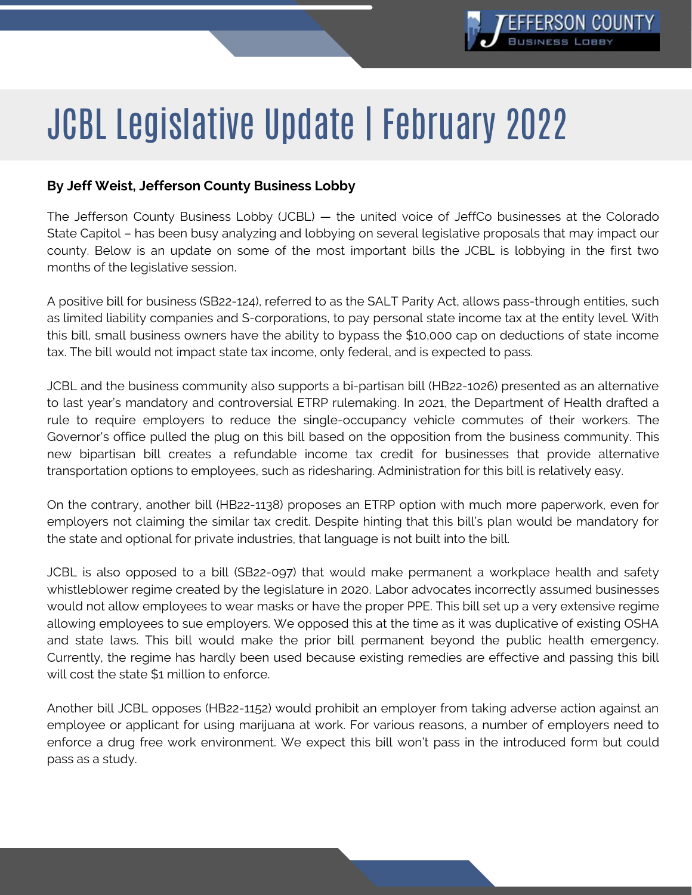# JCBL Legislative Update | February 2022

**By Jeff Weist, Jefferson County Business Lobby**

The Jefferson County Business Lobby (JCBL) — the united voice of JeffCo businesses at the Colorado State Capitol – has been busy analyzing and lobbying on several legislative proposals that may impact our county. Below is an update on some of the most important bills the JCBL is lobbying in the first two months of the legislative session.

A positive bill for business (SB22-124), referred to as the SALT Parity Act, allows pass-through entities, such as limited liability companies and S-corporations, to pay personal state income tax at the entity level. With this bill, small business owners have the ability to bypass the $10,000 cap on deductions of state income tax. The bill would not impact state tax income, only federal, and is expected to pass.

JCBL and the business community also supports a bi-partisan bill (HB22-1026) presented as an alternative to last year's mandatory and controversial ETRP rulemaking. In 2021, the Department of Health drafted a rule to require employers to reduce the single-occupancy vehicle commutes of their workers. The Governor's office pulled the plug on this bill based on the opposition from the business community. This new bipartisan bill creates a refundable income tax credit for businesses that provide alternative transportation options to employees, such as ridesharing. Administration for this bill is relatively easy.

On the contrary, another bill (HB22-1138) proposes an ETRP option with much more paperwork, even for employers not claiming the similar tax credit. Despite hinting that this bill's plan would be mandatory for the state and optional for private industries, that language is not built into the bill.

JCBL is also opposed to a bill (SB22-097) that would make permanent a workplace health and safety whistleblower regime created by the legislature in 2020. Labor advocates incorrectly assumed businesses would not allow employees to wear masks or have the proper PPE. This bill set up a very extensive regime allowing employees to sue employers. We opposed this at the time as it was duplicative of existing OSHA and state laws. This bill would make the prior bill permanent beyond the public health emergency. Currently, the regime has hardly been used because existing remedies are effective and passing this bill will cost the state $1 million to enforce.

Another bill JCBL opposes (HB22-1152) would prohibit an employer from taking adverse action against an employee or applicant for using marijuana at work. For various reasons, a number of employers need to enforce a drug free work environment. We expect this bill won't pass in the introduced form but could pass as a study.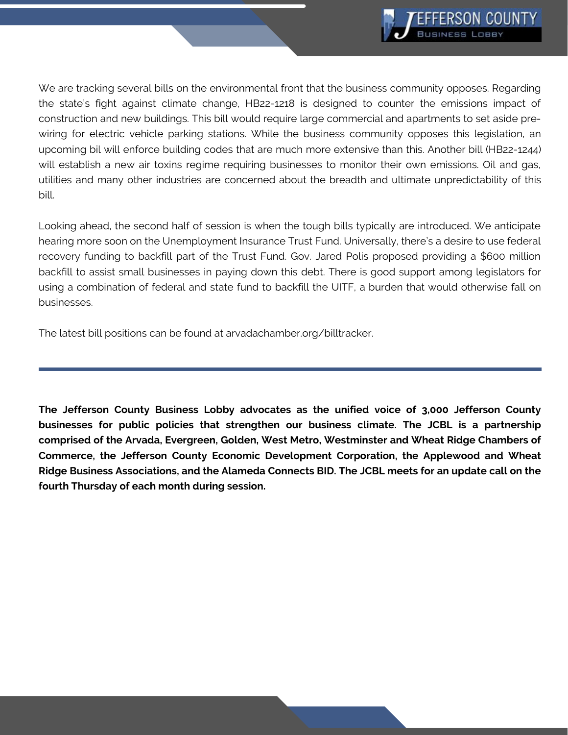We are tracking several bills on the environmental front that the business community opposes. Regarding the state's fight against climate change, HB22-1218 is designed to counter the emissions impact of construction and new buildings. This bill would require large commercial and apartments to set aside pre-wiring for electric vehicle parking stations. While the business community opposes this legislation, an upcoming bil will enforce building codes that are much more extensive than this. Another bill (HB22-1244) will establish a new air toxins regime requiring businesses to monitor their own emissions. Oil and gas, utilities and many other industries are concerned about the breadth and ultimate unpredictability of this bill.

Looking ahead, the second half of session is when the tough bills typically are introduced. We anticipate hearing more soon on the Unemployment Insurance Trust Fund. Universally, there's a desire to use federal recovery funding to backfill part of the Trust Fund. Gov. Jared Polis proposed providing a $600 million backfill to assist small businesses in paying down this debt. There is good support among legislators for using a combination of federal and state fund to backfill the UITF, a burden that would otherwise fall on businesses.

The latest bill positions can be found at arvadachamber.org/billtracker.

---

**The Jefferson County Business Lobby advocates as the unified voice of 3,000 Jefferson County businesses for public policies that strengthen our business climate. The JCBL is a partnership comprised of the Arvada, Evergreen, Golden, West Metro, Westminster and Wheat Ridge Chambers of Commerce, the Jefferson County Economic Development Corporation, the Applewood and Wheat Ridge Business Associations, and the Alameda Connects BID. The JCBL meets for an update call on the fourth Thursday of each month during session.**